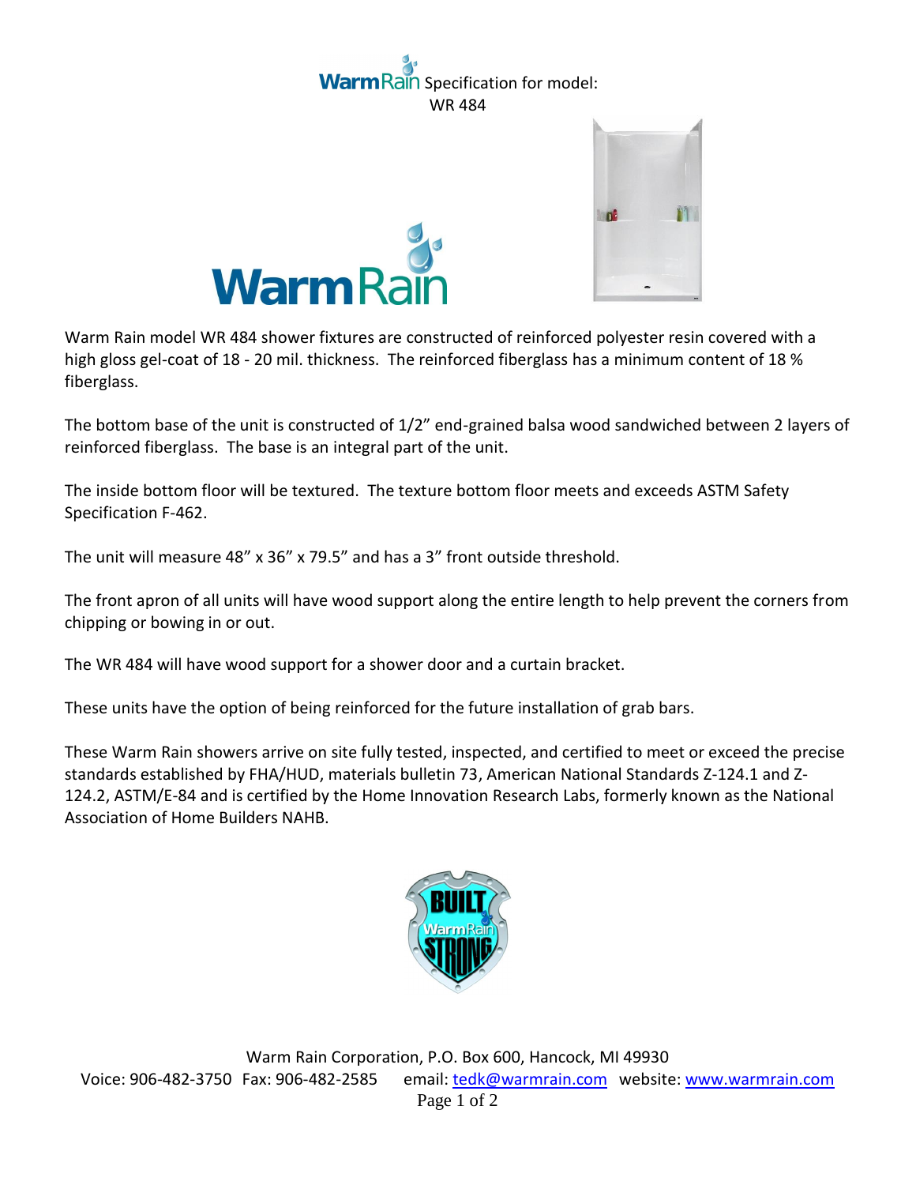# WarmRain Specification for model: WR 484

Warm Rain model WR 484 shower fixtures are constructed of reinforced polyester resin covered with a high gloss gel-coat of 18 - 20 mil. thickness. The reinforced fiberglass has a minimum content of 18 % fiberglass.

The bottom base of the unit is constructed of 1/2" end-grained balsa wood sandwiched between 2 layers of reinforced fiberglass. The base is an integral part of the unit.

The inside bottom floor will be textured. The texture bottom floor meets and exceeds ASTM Safety Specification F-462.

The unit will measure 48" x 36" x 79.5" and has a 3" front outside threshold.

The front apron of all units will have wood support along the entire length to help prevent the corners from chipping or bowing in or out.

The WR 484 will have wood support for a shower door and a curtain bracket.

These units have the option of being reinforced for the future installation of grab bars.

These Warm Rain showers arrive on site fully tested, inspected, and certified to meet or exceed the precise standards established by FHA/HUD, materials bulletin 73, American National Standards Z-124.1 and Z-124.2, ASTM/E-84 and is certified by the Home Innovation Research Labs, formerly known as the National Association of Home Builders NAHB.

Warm Rain Corporation, P.O. Box 600, Hancock, MI 49930
Voice: 906-482-3750 Fax: 906-482-2585 email: tedk@warmrain.com website: www.warmrain.com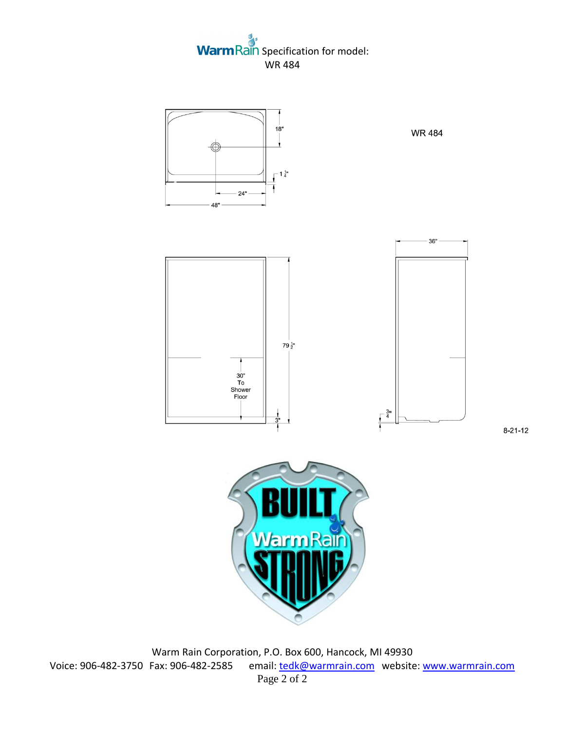WarmRain Specification for model:
WR 484

WR 484

18"

1 1/4"

24"

48"

36"

79 1/2"

30"
To
Shower
Floor

3"

3/4"

8-21-12

BUILT
WarmRain
STRONG

Warm Rain Corporation, P.O. Box 600, Hancock, MI 49930
Voice: 906-482-3750 Fax: 906-482-2585 email: tedk@warmrain.com website: www.warmrain.com